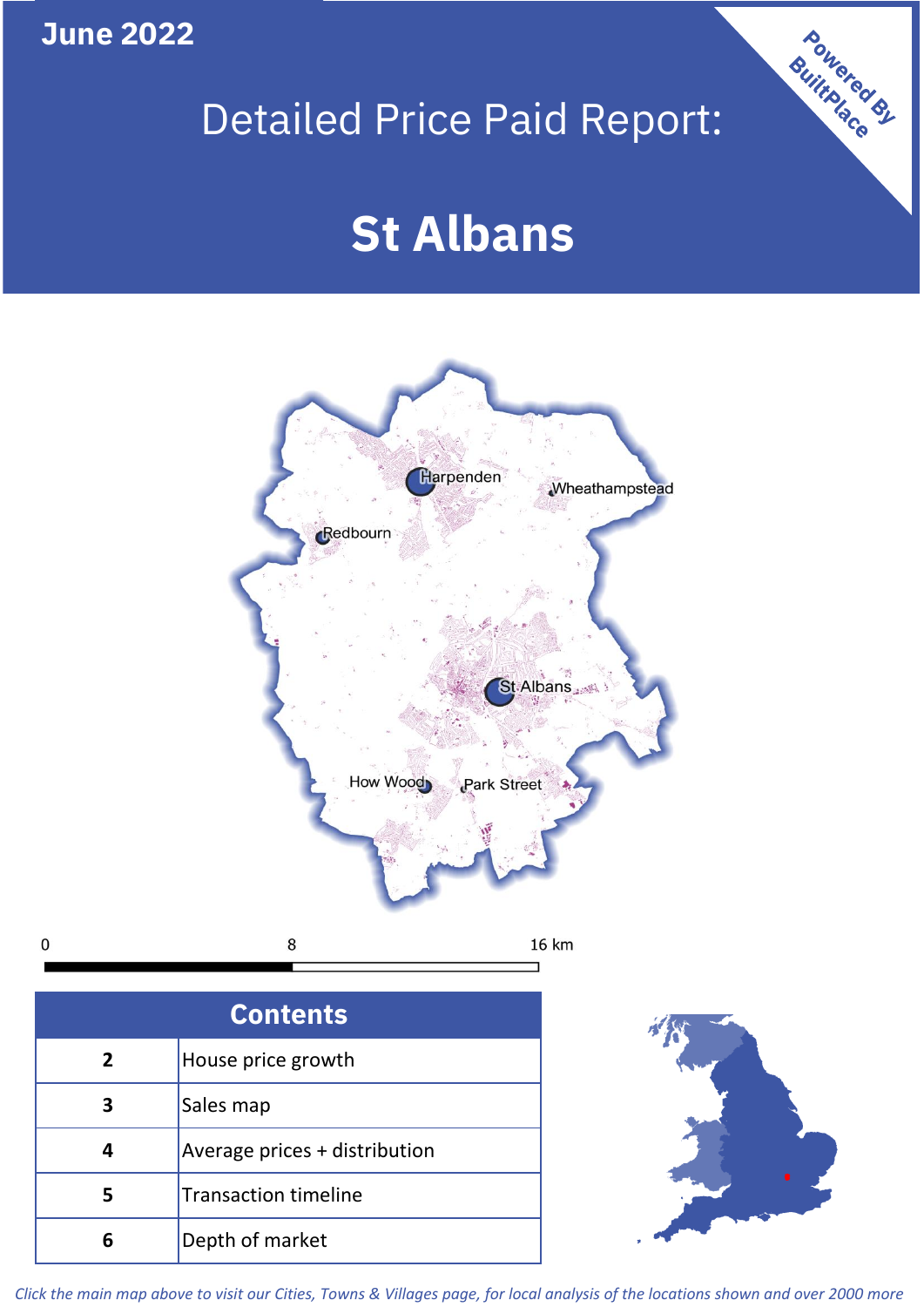June 2022

# Detailed Price Paid Report:

# St Albans

Powered By BuiltPlace

Harpenden

Wheathampstead

Redbourn

St Albans

How Wood

Park Street

0 8 16 km

| Contents | |
|---|---|
| 2 | House price growth |
| 3 | Sales map |
| 4 | Average prices + distribution |
| 5 | Transaction timeline |
| 6 | Depth of market |

*Click the main map above to visit our Cities, Towns & Villages page, for local analysis of the locations shown and over 2000 more*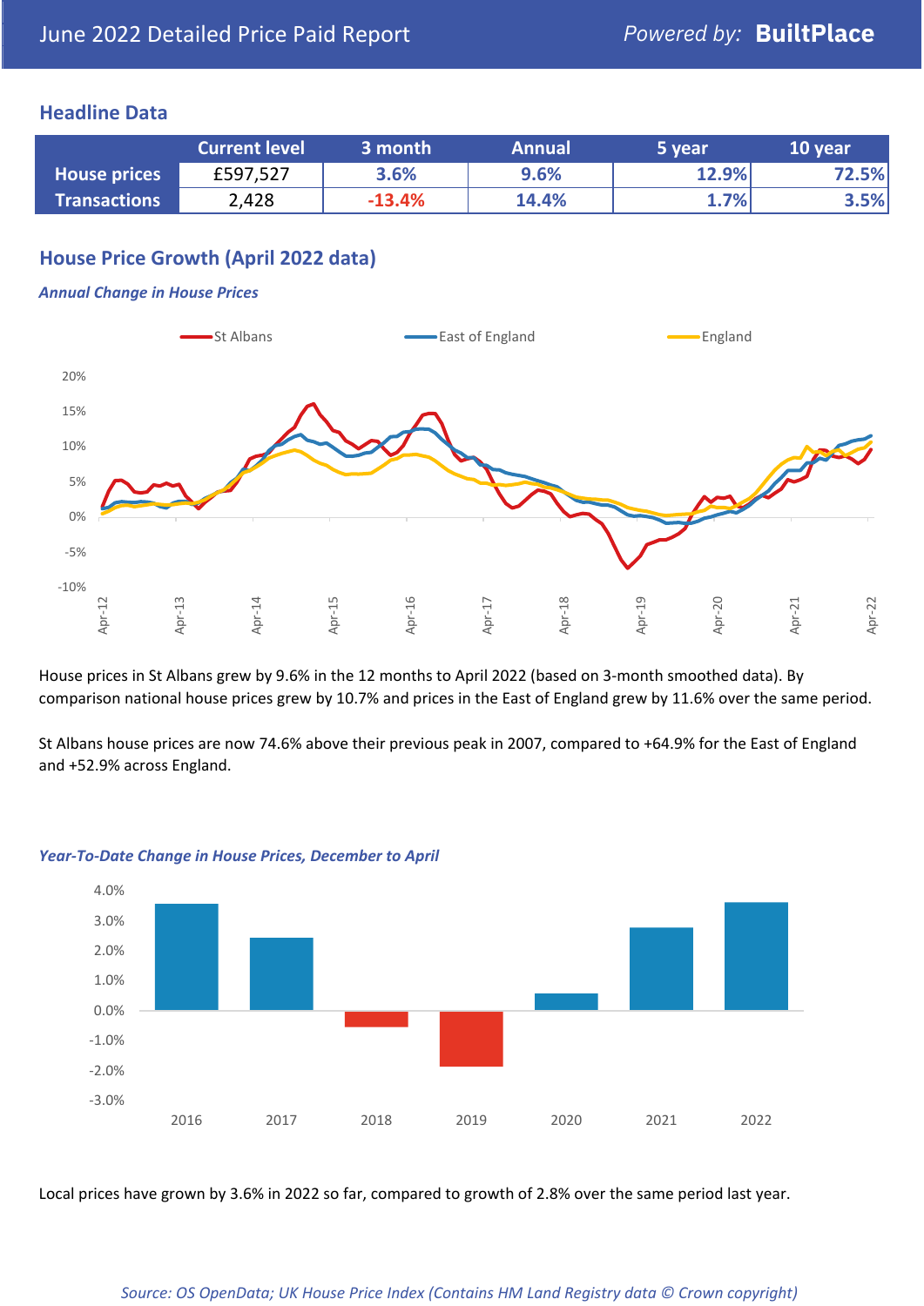June 2022 Detailed Price Paid Report

Powered by: **BuiltPlace**

## Headline Data

| | Current level | 3 month | Annual | 5 year | 10 year |
|---|---|---|---|---|---|
| **House prices** | £597,527 | 3.6% | 9.6% | 12.9% | 72.5% |
| **Transactions** | 2,428 | -13.4% | 14.4% | 1.7% | 3.5% |

## House Price Growth (April 2022 data)

*Annual Change in House Prices*

House prices in St Albans grew by 9.6% in the 12 months to April 2022 (based on 3-month smoothed data). By comparison national house prices grew by 10.7% and prices in the East of England grew by 11.6% over the same period.

St Albans house prices are now 74.6% above their previous peak in 2007, compared to +64.9% for the East of England and +52.9% across England.

*Year-To-Date Change in House Prices, December to April*

Local prices have grown by 3.6% in 2022 so far, compared to growth of 2.8% over the same period last year.

*Source: OS OpenData; UK House Price Index (Contains HM Land Registry data © Crown copyright)*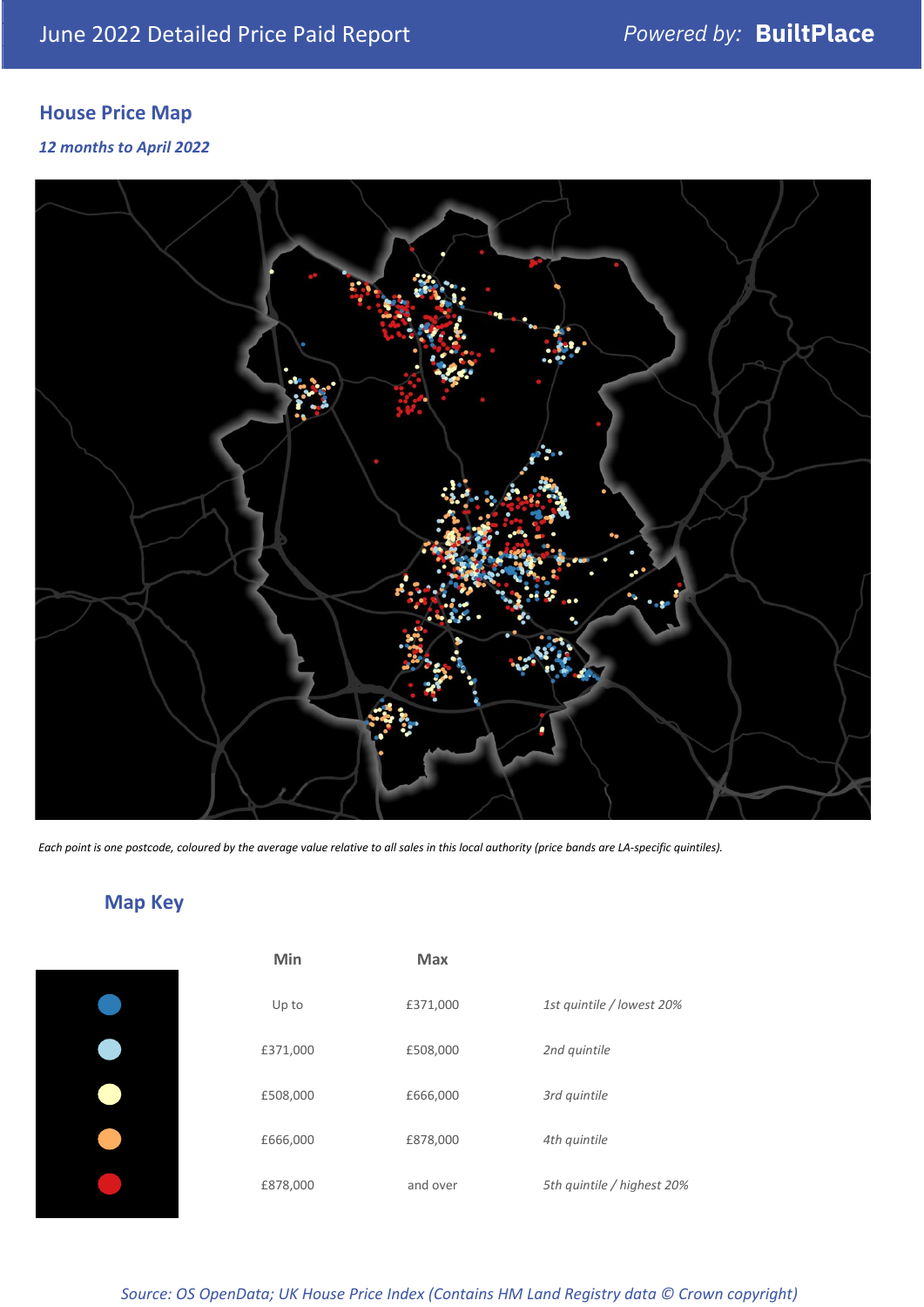# June 2022 Detailed Price Paid Report

## House Price Map

*12 months to April 2022*

*Each point is one postcode, coloured by the average value relative to all sales in this local authority (price bands are LA-specific quintiles).*

## Map Key

| Min | Max | |
|---|---|---|
| Up to | £371,000 | *1st quintile / lowest 20%* |
| £371,000 | £508,000 | *2nd quintile* |
| £508,000 | £666,000 | *3rd quintile* |
| £666,000 | £878,000 | *4th quintile* |
| £878,000 | and over | *5th quintile / highest 20%* |

*Source: OS OpenData; UK House Price Index (Contains HM Land Registry data © Crown copyright)*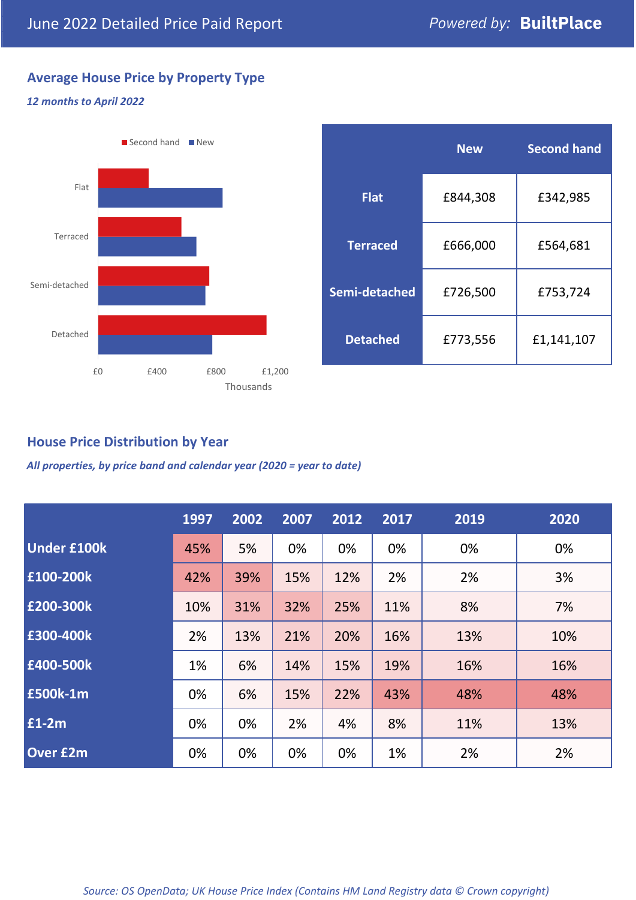# June 2022 Detailed Price Paid Report

Powered by: **BuiltPlace**

## Average House Price by Property Type

*12 months to April 2022*

| | New | Second hand |
|---|---|---|
| **Flat** | £844,308 | £342,985 |
| **Terraced** | £666,000 | £564,681 |
| **Semi-detached** | £726,500 | £753,724 |
| **Detached** | £773,556 | £1,141,107 |

## House Price Distribution by Year

*All properties, by price band and calendar year (2020 = year to date)*

| | 1997 | 2002 | 2007 | 2012 | 2017 | 2019 | 2020 |
|---|---|---|---|---|---|---|---|
| **Under £100k** | 45% | 5% | 0% | 0% | 0% | 0% | 0% |
| **£100-200k** | 42% | 39% | 15% | 12% | 2% | 2% | 3% |
| **£200-300k** | 10% | 31% | 32% | 25% | 11% | 8% | 7% |
| **£300-400k** | 2% | 13% | 21% | 20% | 16% | 13% | 10% |
| **£400-500k** | 1% | 6% | 14% | 15% | 19% | 16% | 16% |
| **£500k-1m** | 0% | 6% | 15% | 22% | 43% | 48% | 48% |
| **£1-2m** | 0% | 0% | 2% | 4% | 8% | 11% | 13% |
| **Over £2m** | 0% | 0% | 0% | 0% | 1% | 2% | 2% |

*Source: OS OpenData; UK House Price Index (Contains HM Land Registry data © Crown copyright)*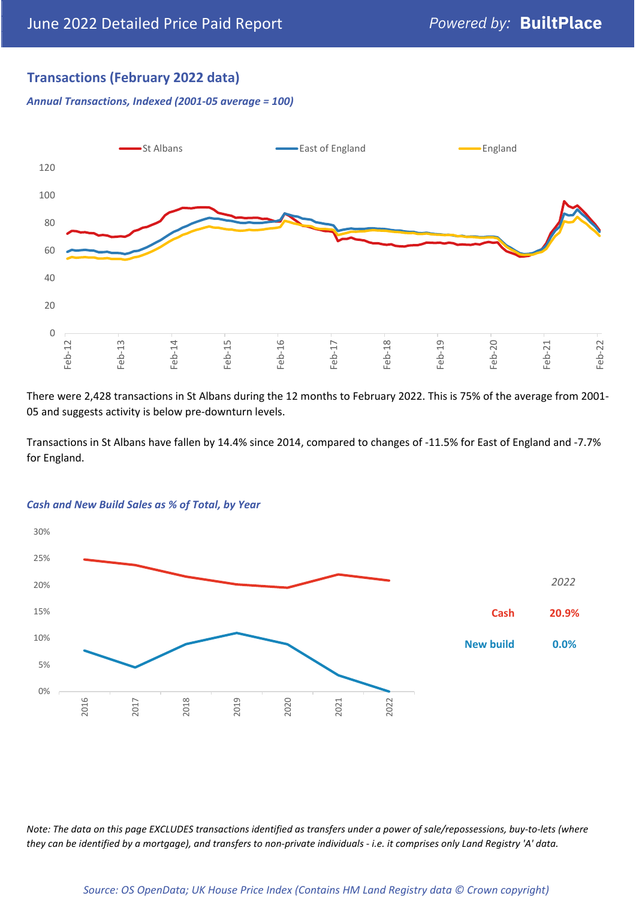## Transactions (February 2022 data)

***Annual Transactions, Indexed (2001-05 average = 100)***

There were 2,428 transactions in St Albans during the 12 months to February 2022. This is 75% of the average from 2001-05 and suggests activity is below pre-downturn levels.

Transactions in St Albans have fallen by 14.4% since 2014, compared to changes of -11.5% for East of England and -7.7% for England.

***Cash and New Build Sales as % of Total, by Year***

*2022*

| | |
|---|---|
| **Cash** | **20.9%** |
| **New build** | **0.0%** |

*Note: The data on this page EXCLUDES transactions identified as transfers under a power of sale/repossessions, buy-to-lets (where they can be identified by a mortgage), and transfers to non-private individuals - i.e. it comprises only Land Registry 'A' data.*

*Source: OS OpenData; UK House Price Index (Contains HM Land Registry data © Crown copyright)*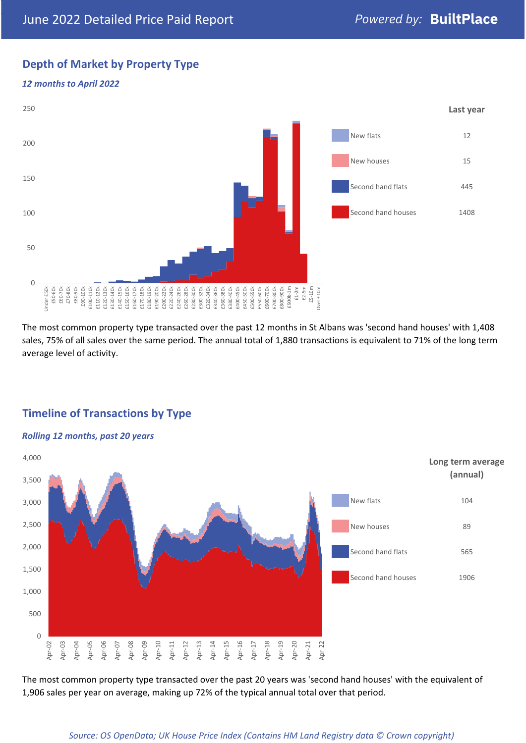June 2022 Detailed Price Paid Report

Powered by: **BuiltPlace**

## Depth of Market by Property Type

*12 months to April 2022*

250
200
150
100
50
0

Under £50k, £50-60k, £60-70k, £70-80k, £80-90k, £90-100k, £100-110k, £110-120k, £120-130k, £130-140k, £140-150k, £150-160k, £160-170k, £170-180k, £180-190k, £190-200k, £200-220k, £220-240k, £240-260k, £260-280k, £280-300k, £300-320k, £320-340k, £340-360k, £360-380k, £380-400k, £400-450k, £450-500k, £500-550k, £550-600k, £600-700k, £700-800k, £800-900k, £900k-1m, £1-2m, £2-5m, £5-10m, Over £10m

Last year

New flats 12
New houses 15
Second hand flats 445
Second hand houses 1408

The most common property type transacted over the past 12 months in St Albans was 'second hand houses' with 1,408 sales, 75% of all sales over the same period. The annual total of 1,880 transactions is equivalent to 71% of the long term average level of activity.

## Timeline of Transactions by Type

*Rolling 12 months, past 20 years*

4,000
3,500
3,000
2,500
2,000
1,500
1,000
500
0

Apr-02, Apr-03, Apr-04, Apr-05, Apr-06, Apr-07, Apr-08, Apr-09, Apr-10, Apr-11, Apr-12, Apr-13, Apr-14, Apr-15, Apr-16, Apr-17, Apr-18, Apr-19, Apr-20, Apr-21, Apr-22

Long term average (annual)

New flats 104
New houses 89
Second hand flats 565
Second hand houses 1906

The most common property type transacted over the past 20 years was 'second hand houses' with the equivalent of 1,906 sales per year on average, making up 72% of the typical annual total over that period.

*Source: OS OpenData; UK House Price Index (Contains HM Land Registry data © Crown copyright)*